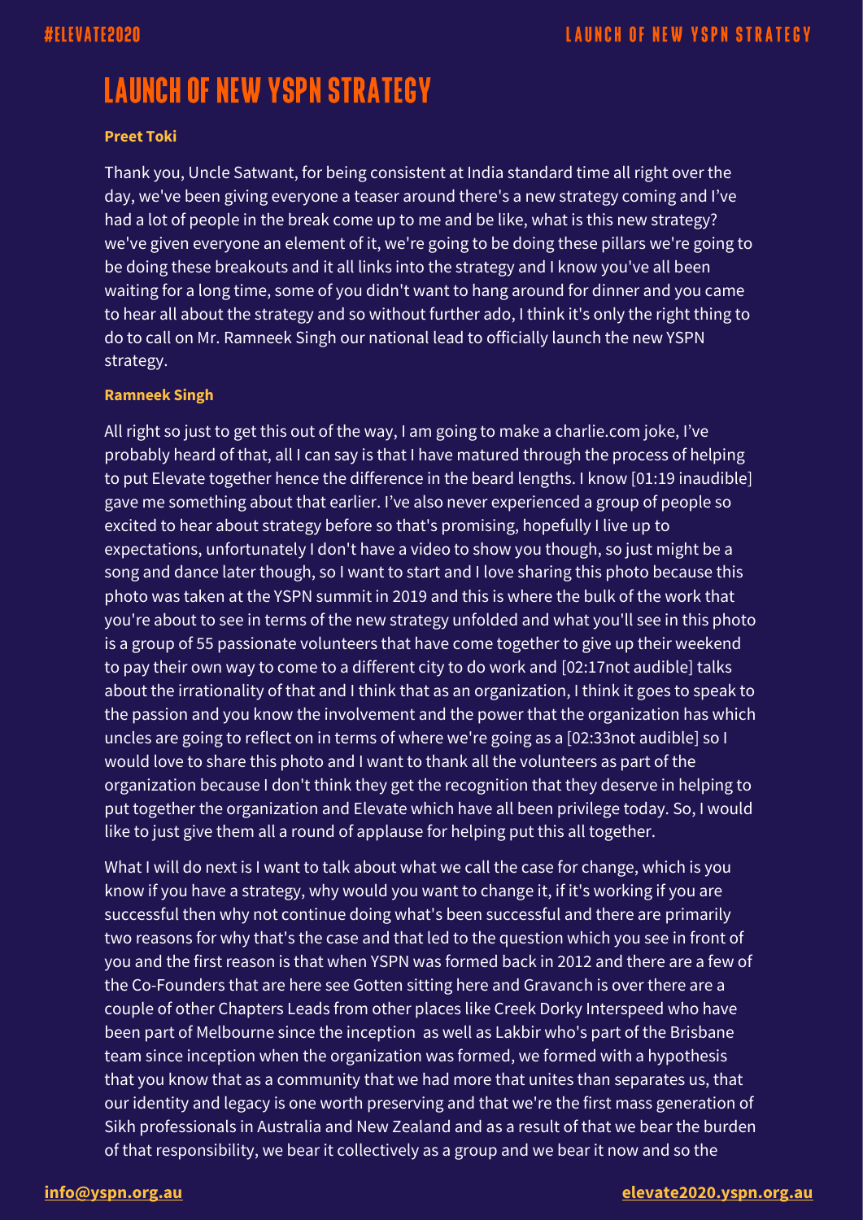# LAUNCH OF NEW YSPN STRATEGY

**Preet Toki**

Thank you, Uncle Satwant, for being consistent at India standard time all right over the day, we've been giving everyone a teaser around there's a new strategy coming and I've had a lot of people in the break come up to me and be like, what is this new strategy? we've given everyone an element of it, we're going to be doing these pillars we're going to be doing these breakouts and it all links into the strategy and I know you've all been waiting for a long time, some of you didn't want to hang around for dinner and you came to hear all about the strategy and so without further ado, I think it's only the right thing to do to call on Mr. Ramneek Singh our national lead to officially launch the new YSPN strategy.

**Ramneek Singh**

All right so just to get this out of the way, I am going to make a charlie.com joke, I've probably heard of that, all I can say is that I have matured through the process of helping to put Elevate together hence the difference in the beard lengths. I know [01:19 inaudible] gave me something about that earlier. I've also never experienced a group of people so excited to hear about strategy before so that's promising, hopefully I live up to expectations, unfortunately I don't have a video to show you though, so just might be a song and dance later though, so I want to start and I love sharing this photo because this photo was taken at the YSPN summit in 2019 and this is where the bulk of the work that you're about to see in terms of the new strategy unfolded and what you'll see in this photo is a group of 55 passionate volunteers that have come together to give up their weekend to pay their own way to come to a different city to do work and [02:17not audible] talks about the irrationality of that and I think that as an organization, I think it goes to speak to the passion and you know the involvement and the power that the organization has which uncles are going to reflect on in terms of where we're going as a [02:33not audible] so I would love to share this photo and I want to thank all the volunteers as part of the organization because I don't think they get the recognition that they deserve in helping to put together the organization and Elevate which have all been privilege today. So, I would like to just give them all a round of applause for helping put this all together.

What I will do next is I want to talk about what we call the case for change, which is you know if you have a strategy, why would you want to change it, if it's working if you are successful then why not continue doing what's been successful and there are primarily two reasons for why that's the case and that led to the question which you see in front of you and the first reason is that when YSPN was formed back in 2012 and there are a few of the Co-Founders that are here see Gotten sitting here and Gravanch is over there are a couple of other Chapters Leads from other places like Creek Dorky Interspeed who have been part of Melbourne since the inception as well as Lakbir who's part of the Brisbane team since inception when the organization was formed, we formed with a hypothesis that you know that as a community that we had more that unites than separates us, that our identity and legacy is one worth preserving and that we're the first mass generation of Sikh professionals in Australia and New Zealand and as a result of that we bear the burden of that responsibility, we bear it collectively as a group and we bear it now and so the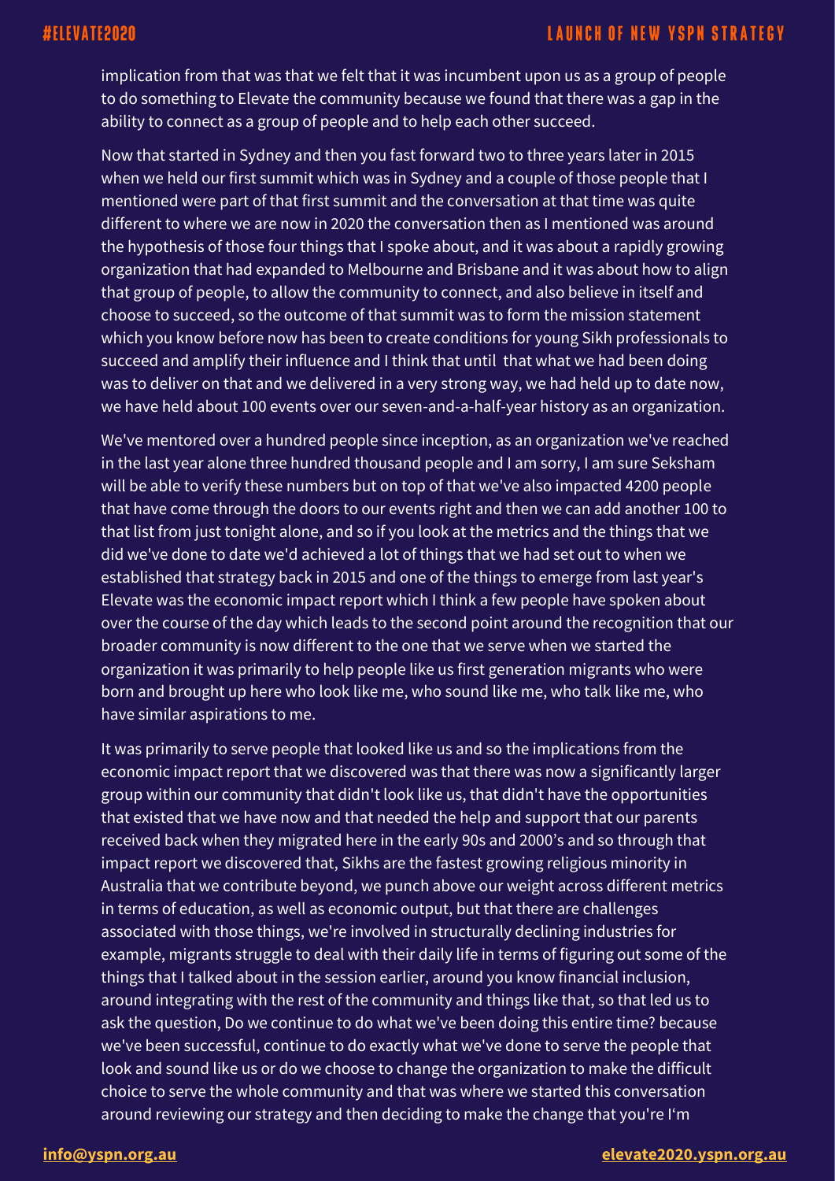implication from that was that we felt that it was incumbent upon us as a group of people to do something to Elevate the community because we found that there was a gap in the ability to connect as a group of people and to help each other succeed.

Now that started in Sydney and then you fast forward two to three years later in 2015 when we held our first summit which was in Sydney and a couple of those people that I mentioned were part of that first summit and the conversation at that time was quite different to where we are now in 2020 the conversation then as I mentioned was around the hypothesis of those four things that I spoke about, and it was about a rapidly growing organization that had expanded to Melbourne and Brisbane and it was about how to align that group of people, to allow the community to connect, and also believe in itself and choose to succeed, so the outcome of that summit was to form the mission statement which you know before now has been to create conditions for young Sikh professionals to succeed and amplify their influence and I think that until that what we had been doing was to deliver on that and we delivered in a very strong way, we had held up to date now, we have held about 100 events over our seven-and-a-half-year history as an organization.

We've mentored over a hundred people since inception, as an organization we've reached in the last year alone three hundred thousand people and I am sorry, I am sure Seksham will be able to verify these numbers but on top of that we've also impacted 4200 people that have come through the doors to our events right and then we can add another 100 to that list from just tonight alone, and so if you look at the metrics and the things that we did we've done to date we'd achieved a lot of things that we had set out to when we established that strategy back in 2015 and one of the things to emerge from last year's Elevate was the economic impact report which I think a few people have spoken about over the course of the day which leads to the second point around the recognition that our broader community is now different to the one that we serve when we started the organization it was primarily to help people like us first generation migrants who were born and brought up here who look like me, who sound like me, who talk like me, who have similar aspirations to me.

It was primarily to serve people that looked like us and so the implications from the economic impact report that we discovered was that there was now a significantly larger group within our community that didn't look like us, that didn't have the opportunities that existed that we have now and that needed the help and support that our parents received back when they migrated here in the early 90s and 2000's and so through that impact report we discovered that, Sikhs are the fastest growing religious minority in Australia that we contribute beyond, we punch above our weight across different metrics in terms of education, as well as economic output, but that there are challenges associated with those things, we're involved in structurally declining industries for example, migrants struggle to deal with their daily life in terms of figuring out some of the things that I talked about in the session earlier, around you know financial inclusion, around integrating with the rest of the community and things like that, so that led us to ask the question, Do we continue to do what we've been doing this entire time? because we've been successful, continue to do exactly what we've done to serve the people that look and sound like us or do we choose to change the organization to make the difficult choice to serve the whole community and that was where we started this conversation around reviewing our strategy and then deciding to make the change that you're I'm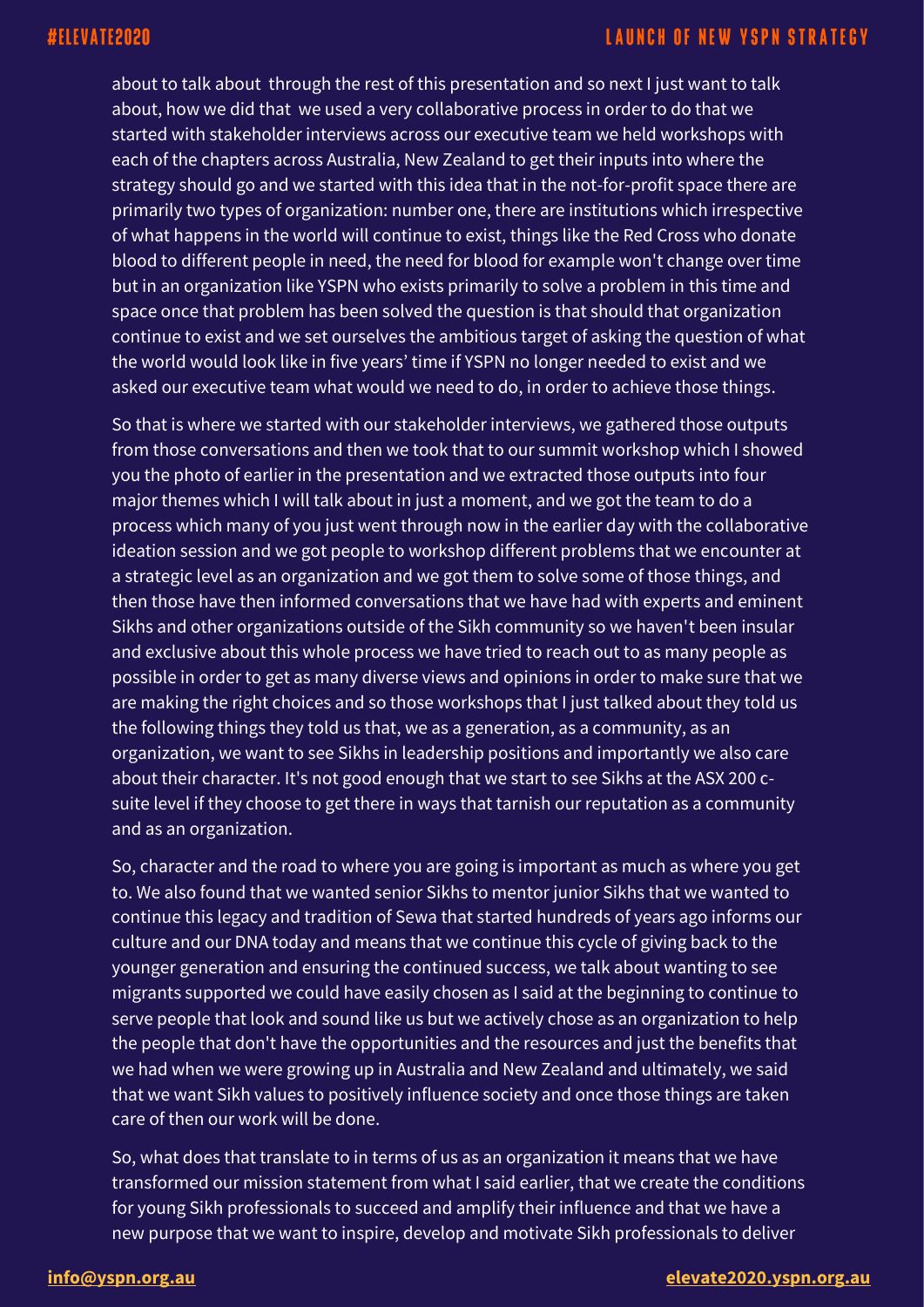about to talk about through the rest of this presentation and so next I just want to talk about, how we did that we used a very collaborative process in order to do that we started with stakeholder interviews across our executive team we held workshops with each of the chapters across Australia, New Zealand to get their inputs into where the strategy should go and we started with this idea that in the not-for-profit space there are primarily two types of organization: number one, there are institutions which irrespective of what happens in the world will continue to exist, things like the Red Cross who donate blood to different people in need, the need for blood for example won't change over time but in an organization like YSPN who exists primarily to solve a problem in this time and space once that problem has been solved the question is that should that organization continue to exist and we set ourselves the ambitious target of asking the question of what the world would look like in five years' time if YSPN no longer needed to exist and we asked our executive team what would we need to do, in order to achieve those things.

So that is where we started with our stakeholder interviews, we gathered those outputs from those conversations and then we took that to our summit workshop which I showed you the photo of earlier in the presentation and we extracted those outputs into four major themes which I will talk about in just a moment, and we got the team to do a process which many of you just went through now in the earlier day with the collaborative ideation session and we got people to workshop different problems that we encounter at a strategic level as an organization and we got them to solve some of those things, and then those have then informed conversations that we have had with experts and eminent Sikhs and other organizations outside of the Sikh community so we haven't been insular and exclusive about this whole process we have tried to reach out to as many people as possible in order to get as many diverse views and opinions in order to make sure that we are making the right choices and so those workshops that I just talked about they told us the following things they told us that, we as a generation, as a community, as an organization, we want to see Sikhs in leadership positions and importantly we also care about their character. It's not good enough that we start to see Sikhs at the ASX 200 c-suite level if they choose to get there in ways that tarnish our reputation as a community and as an organization.

So, character and the road to where you are going is important as much as where you get to. We also found that we wanted senior Sikhs to mentor junior Sikhs that we wanted to continue this legacy and tradition of Sewa that started hundreds of years ago informs our culture and our DNA today and means that we continue this cycle of giving back to the younger generation and ensuring the continued success, we talk about wanting to see migrants supported we could have easily chosen as I said at the beginning to continue to serve people that look and sound like us but we actively chose as an organization to help the people that don't have the opportunities and the resources and just the benefits that we had when we were growing up in Australia and New Zealand and ultimately, we said that we want Sikh values to positively influence society and once those things are taken care of then our work will be done.

So, what does that translate to in terms of us as an organization it means that we have transformed our mission statement from what I said earlier, that we create the conditions for young Sikh professionals to succeed and amplify their influence and that we have a new purpose that we want to inspire, develop and motivate Sikh professionals to deliver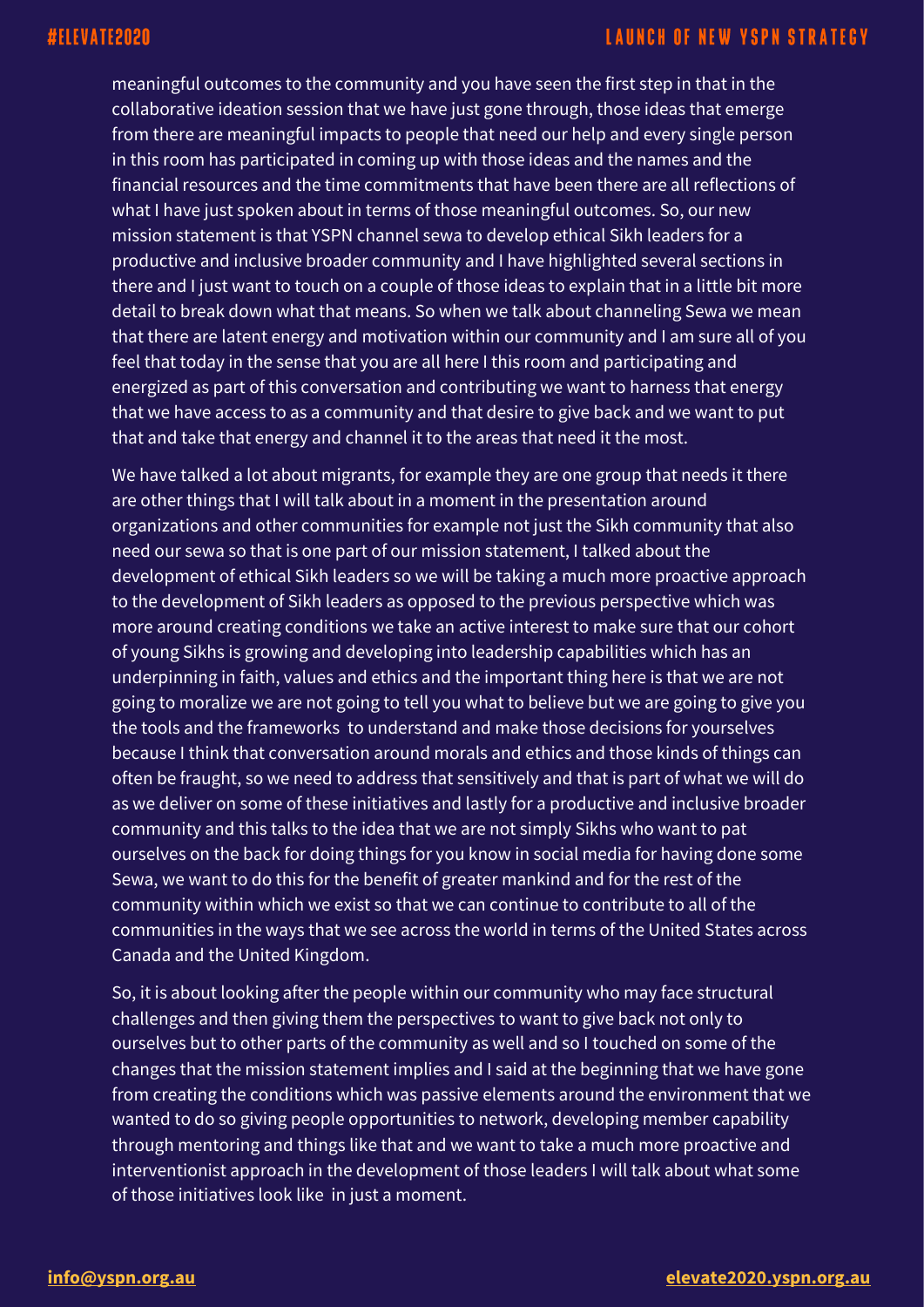meaningful outcomes to the community and you have seen the first step in that in the collaborative ideation session that we have just gone through, those ideas that emerge from there are meaningful impacts to people that need our help and every single person in this room has participated in coming up with those ideas and the names and the financial resources and the time commitments that have been there are all reflections of what I have just spoken about in terms of those meaningful outcomes. So, our new mission statement is that YSPN channel sewa to develop ethical Sikh leaders for a productive and inclusive broader community and I have highlighted several sections in there and I just want to touch on a couple of those ideas to explain that in a little bit more detail to break down what that means. So when we talk about channeling Sewa we mean that there are latent energy and motivation within our community and I am sure all of you feel that today in the sense that you are all here I this room and participating and energized as part of this conversation and contributing we want to harness that energy that we have access to as a community and that desire to give back and we want to put that and take that energy and channel it to the areas that need it the most.

We have talked a lot about migrants, for example they are one group that needs it there are other things that I will talk about in a moment in the presentation around organizations and other communities for example not just the Sikh community that also need our sewa so that is one part of our mission statement, I talked about the development of ethical Sikh leaders so we will be taking a much more proactive approach to the development of Sikh leaders as opposed to the previous perspective which was more around creating conditions we take an active interest to make sure that our cohort of young Sikhs is growing and developing into leadership capabilities which has an underpinning in faith, values and ethics and the important thing here is that we are not going to moralize we are not going to tell you what to believe but we are going to give you the tools and the frameworks to understand and make those decisions for yourselves because I think that conversation around morals and ethics and those kinds of things can often be fraught, so we need to address that sensitively and that is part of what we will do as we deliver on some of these initiatives and lastly for a productive and inclusive broader community and this talks to the idea that we are not simply Sikhs who want to pat ourselves on the back for doing things for you know in social media for having done some Sewa, we want to do this for the benefit of greater mankind and for the rest of the community within which we exist so that we can continue to contribute to all of the communities in the ways that we see across the world in terms of the United States across Canada and the United Kingdom.

So, it is about looking after the people within our community who may face structural challenges and then giving them the perspectives to want to give back not only to ourselves but to other parts of the community as well and so I touched on some of the changes that the mission statement implies and I said at the beginning that we have gone from creating the conditions which was passive elements around the environment that we wanted to do so giving people opportunities to network, developing member capability through mentoring and things like that and we want to take a much more proactive and interventionist approach in the development of those leaders I will talk about what some of those initiatives look like in just a moment.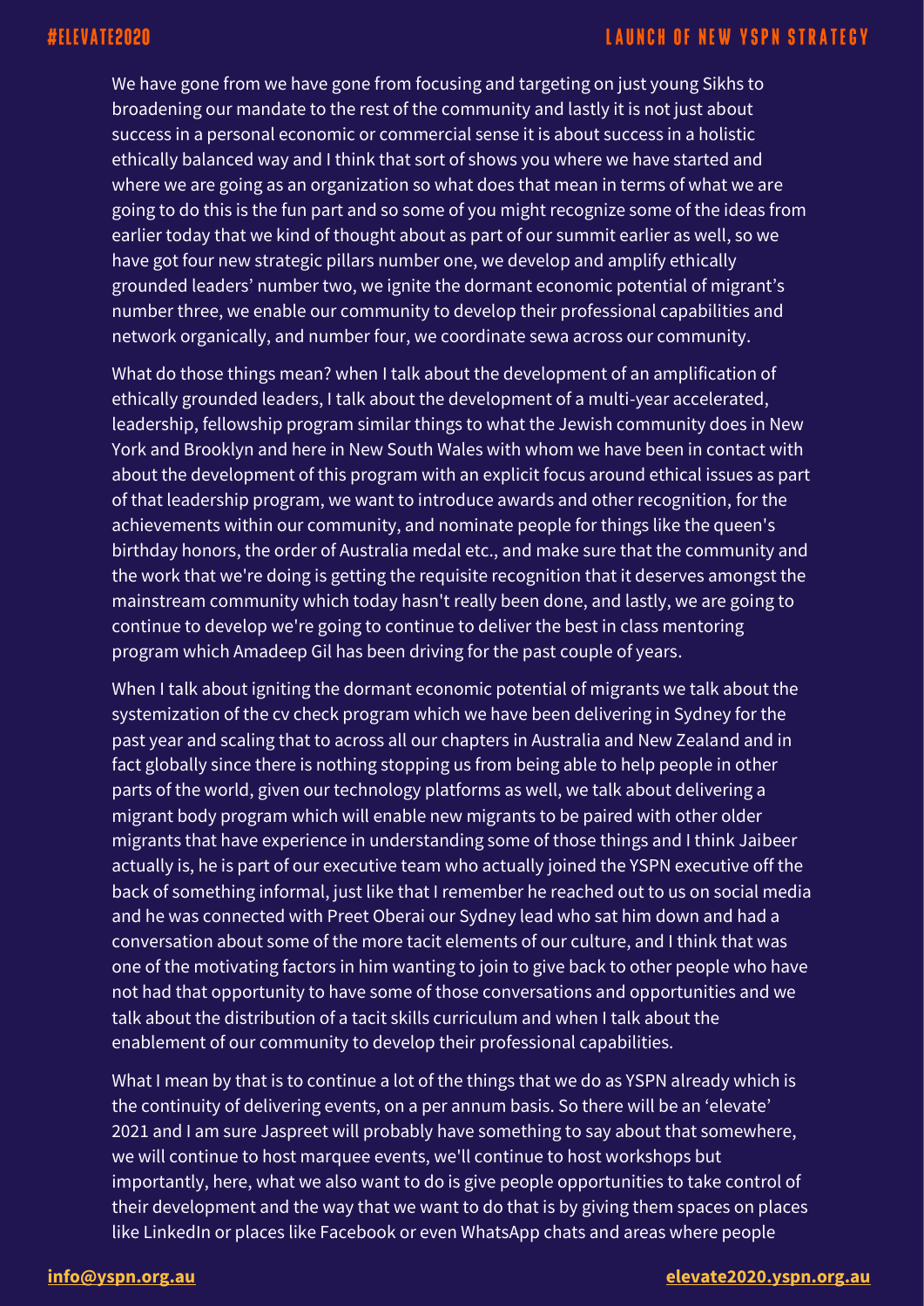We have gone from we have gone from focusing and targeting on just young Sikhs to broadening our mandate to the rest of the community and lastly it is not just about success in a personal economic or commercial sense it is about success in a holistic ethically balanced way and I think that sort of shows you where we have started and where we are going as an organization so what does that mean in terms of what we are going to do this is the fun part and so some of you might recognize some of the ideas from earlier today that we kind of thought about as part of our summit earlier as well, so we have got four new strategic pillars number one, we develop and amplify ethically grounded leaders' number two, we ignite the dormant economic potential of migrant's number three, we enable our community to develop their professional capabilities and network organically, and number four, we coordinate sewa across our community.

What do those things mean? when I talk about the development of an amplification of ethically grounded leaders, I talk about the development of a multi-year accelerated, leadership, fellowship program similar things to what the Jewish community does in New York and Brooklyn and here in New South Wales with whom we have been in contact with about the development of this program with an explicit focus around ethical issues as part of that leadership program, we want to introduce awards and other recognition, for the achievements within our community, and nominate people for things like the queen's birthday honors, the order of Australia medal etc., and make sure that the community and the work that we're doing is getting the requisite recognition that it deserves amongst the mainstream community which today hasn't really been done, and lastly, we are going to continue to develop we're going to continue to deliver the best in class mentoring program which Amadeep Gil has been driving for the past couple of years.

When I talk about igniting the dormant economic potential of migrants we talk about the systemization of the cv check program which we have been delivering in Sydney for the past year and scaling that to across all our chapters in Australia and New Zealand and in fact globally since there is nothing stopping us from being able to help people in other parts of the world, given our technology platforms as well, we talk about delivering a migrant body program which will enable new migrants to be paired with other older migrants that have experience in understanding some of those things and I think Jaibeer actually is, he is part of our executive team who actually joined the YSPN executive off the back of something informal, just like that I remember he reached out to us on social media and he was connected with Preet Oberai our Sydney lead who sat him down and had a conversation about some of the more tacit elements of our culture, and I think that was one of the motivating factors in him wanting to join to give back to other people who have not had that opportunity to have some of those conversations and opportunities and we talk about the distribution of a tacit skills curriculum and when I talk about the enablement of our community to develop their professional capabilities.

What I mean by that is to continue a lot of the things that we do as YSPN already which is the continuity of delivering events, on a per annum basis. So there will be an 'elevate' 2021 and I am sure Jaspreet will probably have something to say about that somewhere, we will continue to host marquee events, we'll continue to host workshops but importantly, here, what we also want to do is give people opportunities to take control of their development and the way that we want to do that is by giving them spaces on places like LinkedIn or places like Facebook or even WhatsApp chats and areas where people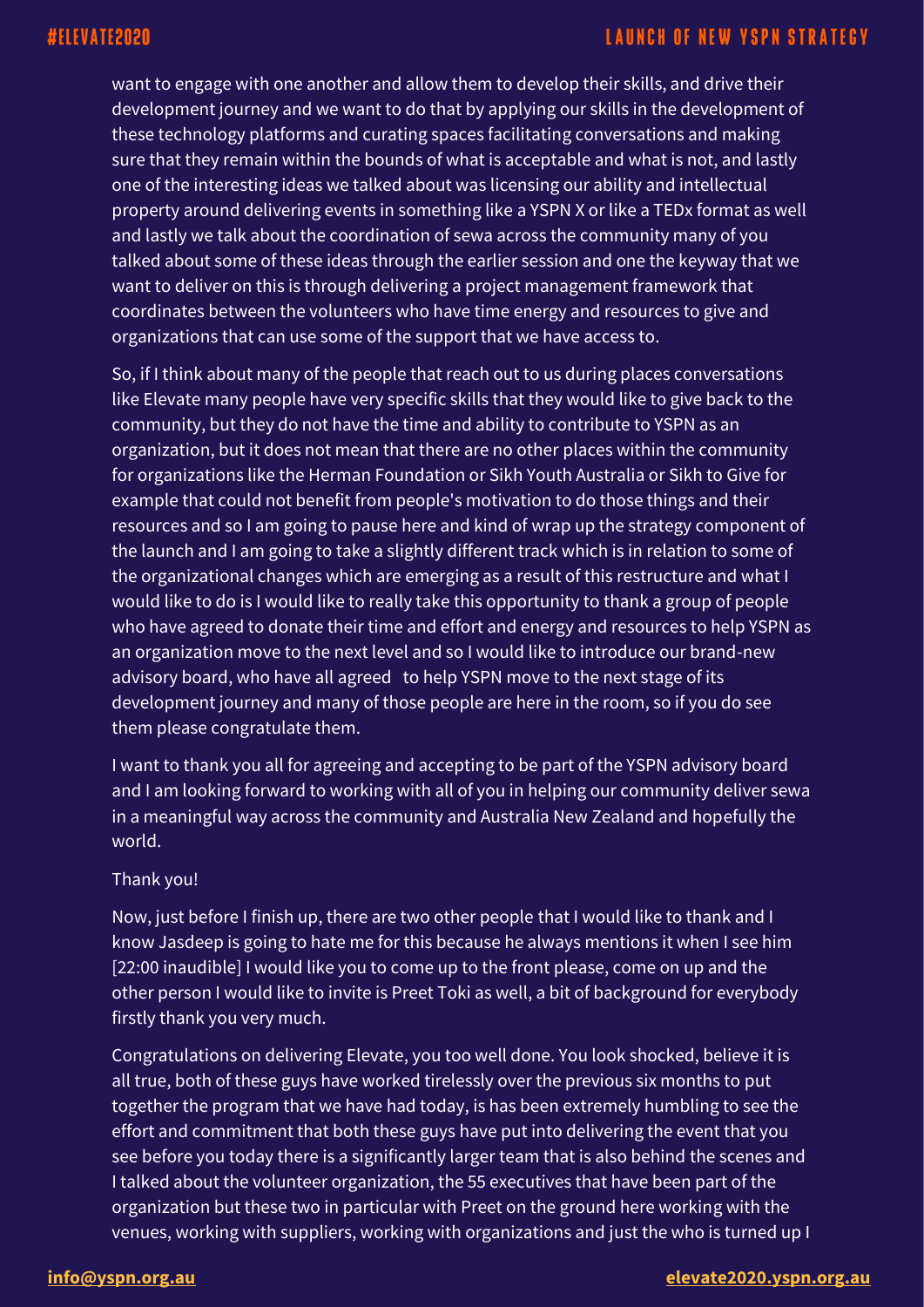want to engage with one another and allow them to develop their skills, and drive their development journey and we want to do that by applying our skills in the development of these technology platforms and curating spaces facilitating conversations and making sure that they remain within the bounds of what is acceptable and what is not, and lastly one of the interesting ideas we talked about was licensing our ability and intellectual property around delivering events in something like a YSPN X or like a TEDx format as well and lastly we talk about the coordination of sewa across the community many of you talked about some of these ideas through the earlier session and one the keyway that we want to deliver on this is through delivering a project management framework that coordinates between the volunteers who have time energy and resources to give and organizations that can use some of the support that we have access to.

So, if I think about many of the people that reach out to us during places conversations like Elevate many people have very specific skills that they would like to give back to the community, but they do not have the time and ability to contribute to YSPN as an organization, but it does not mean that there are no other places within the community for organizations like the Herman Foundation or Sikh Youth Australia or Sikh to Give for example that could not benefit from people's motivation to do those things and their resources and so I am going to pause here and kind of wrap up the strategy component of the launch and I am going to take a slightly different track which is in relation to some of the organizational changes which are emerging as a result of this restructure and what I would like to do is I would like to really take this opportunity to thank a group of people who have agreed to donate their time and effort and energy and resources to help YSPN as an organization move to the next level and so I would like to introduce our brand-new advisory board, who have all agreed to help YSPN move to the next stage of its development journey and many of those people are here in the room, so if you do see them please congratulate them.

I want to thank you all for agreeing and accepting to be part of the YSPN advisory board and I am looking forward to working with all of you in helping our community deliver sewa in a meaningful way across the community and Australia New Zealand and hopefully the world.

Thank you!

Now, just before I finish up, there are two other people that I would like to thank and I know Jasdeep is going to hate me for this because he always mentions it when I see him [22:00 inaudible] I would like you to come up to the front please, come on up and the other person I would like to invite is Preet Toki as well, a bit of background for everybody firstly thank you very much.

Congratulations on delivering Elevate, you too well done. You look shocked, believe it is all true, both of these guys have worked tirelessly over the previous six months to put together the program that we have had today, is has been extremely humbling to see the effort and commitment that both these guys have put into delivering the event that you see before you today there is a significantly larger team that is also behind the scenes and I talked about the volunteer organization, the 55 executives that have been part of the organization but these two in particular with Preet on the ground here working with the venues, working with suppliers, working with organizations and just the who is turned up I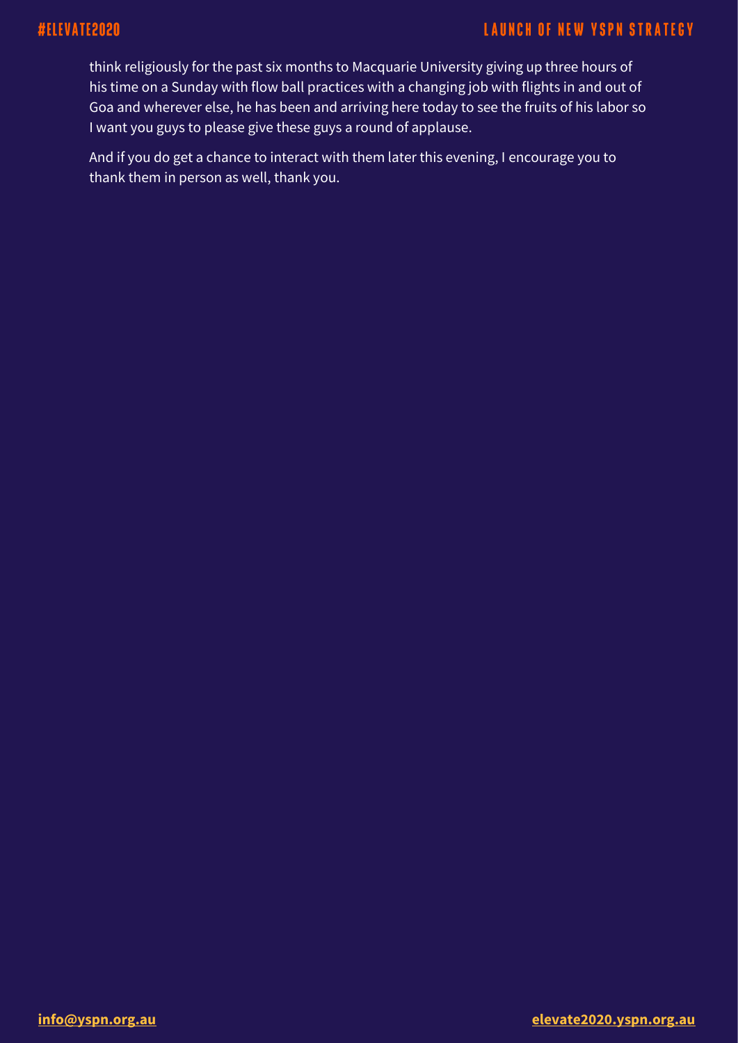think religiously for the past six months to Macquarie University giving up three hours of his time on a Sunday with flow ball practices with a changing job with flights in and out of Goa and wherever else, he has been and arriving here today to see the fruits of his labor so I want you guys to please give these guys a round of applause.

And if you do get a chance to interact with them later this evening, I encourage you to thank them in person as well, thank you.